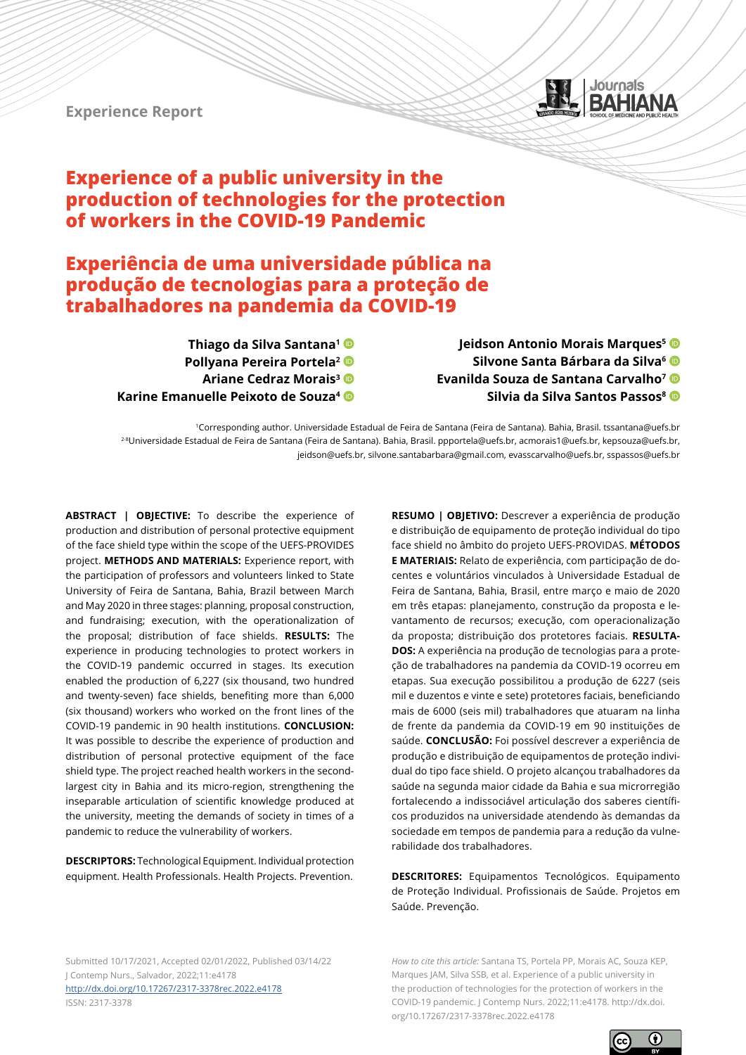Experience Report

# Experience of a public university in the production of technologies for the protection of workers in the COVID-19 Pandemic

# Experiência de uma universidade pública na produção de tecnologias para a proteção de trabalhadores na pandemia da COVID-19

**Thiago da Silva Santana[1]**
**Pollyana Pereira Portela[2]**
**Ariane Cedraz Morais[3]**
**Karine Emanuelle Peixoto de Souza[4]**
**Jeidson Antonio Morais Marques[5]**
**Silvone Santa Bárbara da Silva[6]**
**Evanilda Souza de Santana Carvalho[7]**
**Silvia da Silva Santos Passos[8]**

[1]Corresponding author. Universidade Estadual de Feira de Santana (Feira de Santana). Bahia, Brasil. tssantana@uefs.br
[2-8]Universidade Estadual de Feira de Santana (Feira de Santana). Bahia, Brasil. ppportela@uefs.br, acmorais1@uefs.br, kepsouza@uefs.br, jeidson@uefs.br, silvone.santabarbara@gmail.com, evasscarvalho@uefs.br, sspassos@uefs.br

**ABSTRACT | OBJECTIVE:** To describe the experience of production and distribution of personal protective equipment of the face shield type within the scope of the UEFS-PROVIDES project. **METHODS AND MATERIALS:** Experience report, with the participation of professors and volunteers linked to State University of Feira de Santana, Bahia, Brazil between March and May 2020 in three stages: planning, proposal construction, and fundraising; execution, with the operationalization of the proposal; distribution of face shields. **RESULTS:** The experience in producing technologies to protect workers in the COVID-19 pandemic occurred in stages. Its execution enabled the production of 6,227 (six thousand, two hundred and twenty-seven) face shields, benefiting more than 6,000 (six thousand) workers who worked on the front lines of the COVID-19 pandemic in 90 health institutions. **CONCLUSION:** It was possible to describe the experience of production and distribution of personal protective equipment of the face shield type. The project reached health workers in the second-largest city in Bahia and its micro-region, strengthening the inseparable articulation of scientific knowledge produced at the university, meeting the demands of society in times of a pandemic to reduce the vulnerability of workers.

**DESCRIPTORS:** Technological Equipment. Individual protection equipment. Health Professionals. Health Projects. Prevention.

**RESUMO | OBJETIVO:** Descrever a experiência de produção e distribuição de equipamento de proteção individual do tipo face shield no âmbito do projeto UEFS-PROVIDAS. **MÉTODOS E MATERIAIS:** Relato de experiência, com participação de docentes e voluntários vinculados à Universidade Estadual de Feira de Santana, Bahia, Brasil, entre março e maio de 2020 em três etapas: planejamento, construção da proposta e levantamento de recursos; execução, com operacionalização da proposta; distribuição dos protetores faciais. **RESULTADOS:** A experiência na produção de tecnologias para a proteção de trabalhadores na pandemia da COVID-19 ocorreu em etapas. Sua execução possibilitou a produção de 6227 (seis mil e duzentos e vinte e sete) protetores faciais, beneficiando mais de 6000 (seis mil) trabalhadores que atuaram na linha de frente da pandemia da COVID-19 em 90 instituições de saúde. **CONCLUSÃO:** Foi possível descrever a experiência de produção e distribuição de equipamentos de proteção individual do tipo face shield. O projeto alcançou trabalhadores da saúde na segunda maior cidade da Bahia e sua microrregião fortalecendo a indissociável articulação dos saberes científicos produzidos na universidade atendendo às demandas da sociedade em tempos de pandemia para a redução da vulnerabilidade dos trabalhadores.

**DESCRITORES:** Equipamentos Tecnológicos. Equipamento de Proteção Individual. Profissionais de Saúde. Projetos em Saúde. Prevenção.

Submitted 10/17/2021, Accepted 02/01/2022, Published 03/14/22
J Contemp Nurs., Salvador, 2022;11:e4178
http://dx.doi.org/10.17267/2317-3378rec.2022.e4178
ISSN: 2317-3378

*How to cite this article:* Santana TS, Portela PP, Morais AC, Souza KEP, Marques JAM, Silva SSB, et al. Experience of a public university in the production of technologies for the protection of workers in the COVID-19 pandemic. J Contemp Nurs. 2022;11:e4178. http://dx.doi.org/10.17267/2317-3378rec.2022.e4178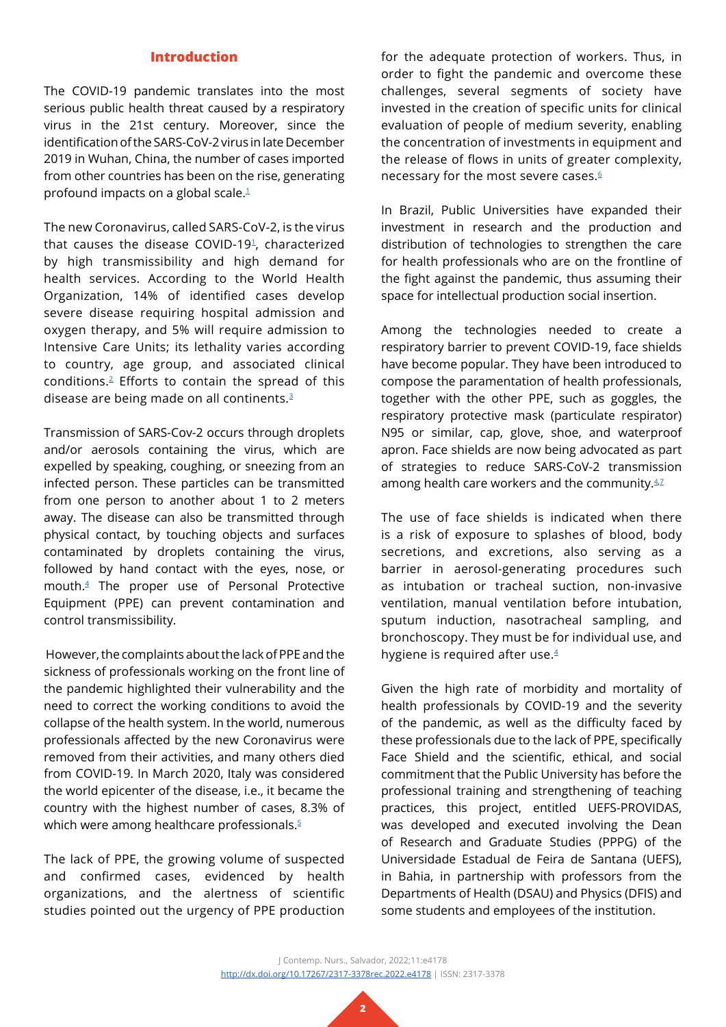## Introduction

The COVID-19 pandemic translates into the most serious public health threat caused by a respiratory virus in the 21st century. Moreover, since the identification of the SARS-CoV-2 virus in late December 2019 in Wuhan, China, the number of cases imported from other countries has been on the rise, generating profound impacts on a global scale.[1]

The new Coronavirus, called SARS-CoV-2, is the virus that causes the disease COVID-19[1], characterized by high transmissibility and high demand for health services. According to the World Health Organization, 14% of identified cases develop severe disease requiring hospital admission and oxygen therapy, and 5% will require admission to Intensive Care Units; its lethality varies according to country, age group, and associated clinical conditions.[2] Efforts to contain the spread of this disease are being made on all continents.[3]

Transmission of SARS-Cov-2 occurs through droplets and/or aerosols containing the virus, which are expelled by speaking, coughing, or sneezing from an infected person. These particles can be transmitted from one person to another about 1 to 2 meters away. The disease can also be transmitted through physical contact, by touching objects and surfaces contaminated by droplets containing the virus, followed by hand contact with the eyes, nose, or mouth.[4] The proper use of Personal Protective Equipment (PPE) can prevent contamination and control transmissibility.

However, the complaints about the lack of PPE and the sickness of professionals working on the front line of the pandemic highlighted their vulnerability and the need to correct the working conditions to avoid the collapse of the health system. In the world, numerous professionals affected by the new Coronavirus were removed from their activities, and many others died from COVID-19. In March 2020, Italy was considered the world epicenter of the disease, i.e., it became the country with the highest number of cases, 8.3% of which were among healthcare professionals.[5]

The lack of PPE, the growing volume of suspected and confirmed cases, evidenced by health organizations, and the alertness of scientific studies pointed out the urgency of PPE production for the adequate protection of workers. Thus, in order to fight the pandemic and overcome these challenges, several segments of society have invested in the creation of specific units for clinical evaluation of people of medium severity, enabling the concentration of investments in equipment and the release of flows in units of greater complexity, necessary for the most severe cases.[6]

In Brazil, Public Universities have expanded their investment in research and the production and distribution of technologies to strengthen the care for health professionals who are on the frontline of the fight against the pandemic, thus assuming their space for intellectual production social insertion.

Among the technologies needed to create a respiratory barrier to prevent COVID-19, face shields have become popular. They have been introduced to compose the paramentation of health professionals, together with the other PPE, such as goggles, the respiratory protective mask (particulate respirator) N95 or similar, cap, glove, shoe, and waterproof apron. Face shields are now being advocated as part of strategies to reduce SARS-CoV-2 transmission among health care workers and the community.[4,7]

The use of face shields is indicated when there is a risk of exposure to splashes of blood, body secretions, and excretions, also serving as a barrier in aerosol-generating procedures such as intubation or tracheal suction, non-invasive ventilation, manual ventilation before intubation, sputum induction, nasotracheal sampling, and bronchoscopy. They must be for individual use, and hygiene is required after use.[4]

Given the high rate of morbidity and mortality of health professionals by COVID-19 and the severity of the pandemic, as well as the difficulty faced by these professionals due to the lack of PPE, specifically Face Shield and the scientific, ethical, and social commitment that the Public University has before the professional training and strengthening of teaching practices, this project, entitled UEFS-PROVIDAS, was developed and executed involving the Dean of Research and Graduate Studies (PPPG) of the Universidade Estadual de Feira de Santana (UEFS), in Bahia, in partnership with professors from the Departments of Health (DSAU) and Physics (DFIS) and some students and employees of the institution.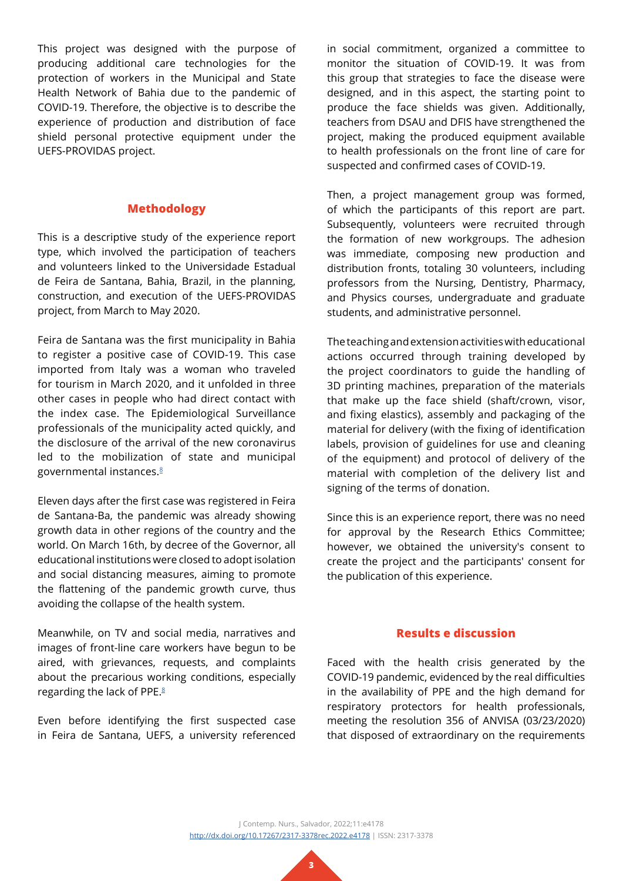This project was designed with the purpose of producing additional care technologies for the protection of workers in the Municipal and State Health Network of Bahia due to the pandemic of COVID-19. Therefore, the objective is to describe the experience of production and distribution of face shield personal protective equipment under the UEFS-PROVIDAS project.

## Methodology

This is a descriptive study of the experience report type, which involved the participation of teachers and volunteers linked to the Universidade Estadual de Feira de Santana, Bahia, Brazil, in the planning, construction, and execution of the UEFS-PROVIDAS project, from March to May 2020.

Feira de Santana was the first municipality in Bahia to register a positive case of COVID-19. This case imported from Italy was a woman who traveled for tourism in March 2020, and it unfolded in three other cases in people who had direct contact with the index case. The Epidemiological Surveillance professionals of the municipality acted quickly, and the disclosure of the arrival of the new coronavirus led to the mobilization of state and municipal governmental instances.[8]

Eleven days after the first case was registered in Feira de Santana-Ba, the pandemic was already showing growth data in other regions of the country and the world. On March 16th, by decree of the Governor, all educational institutions were closed to adopt isolation and social distancing measures, aiming to promote the flattening of the pandemic growth curve, thus avoiding the collapse of the health system.

Meanwhile, on TV and social media, narratives and images of front-line care workers have begun to be aired, with grievances, requests, and complaints about the precarious working conditions, especially regarding the lack of PPE.[8]

Even before identifying the first suspected case in Feira de Santana, UEFS, a university referenced in social commitment, organized a committee to monitor the situation of COVID-19. It was from this group that strategies to face the disease were designed, and in this aspect, the starting point to produce the face shields was given. Additionally, teachers from DSAU and DFIS have strengthened the project, making the produced equipment available to health professionals on the front line of care for suspected and confirmed cases of COVID-19.

Then, a project management group was formed, of which the participants of this report are part. Subsequently, volunteers were recruited through the formation of new workgroups. The adhesion was immediate, composing new production and distribution fronts, totaling 30 volunteers, including professors from the Nursing, Dentistry, Pharmacy, and Physics courses, undergraduate and graduate students, and administrative personnel.

The teaching and extension activities with educational actions occurred through training developed by the project coordinators to guide the handling of 3D printing machines, preparation of the materials that make up the face shield (shaft/crown, visor, and fixing elastics), assembly and packaging of the material for delivery (with the fixing of identification labels, provision of guidelines for use and cleaning of the equipment) and protocol of delivery of the material with completion of the delivery list and signing of the terms of donation.

Since this is an experience report, there was no need for approval by the Research Ethics Committee; however, we obtained the university's consent to create the project and the participants' consent for the publication of this experience.

## Results e discussion

Faced with the health crisis generated by the COVID-19 pandemic, evidenced by the real difficulties in the availability of PPE and the high demand for respiratory protectors for health professionals, meeting the resolution 356 of ANVISA (03/23/2020) that disposed of extraordinary on the requirements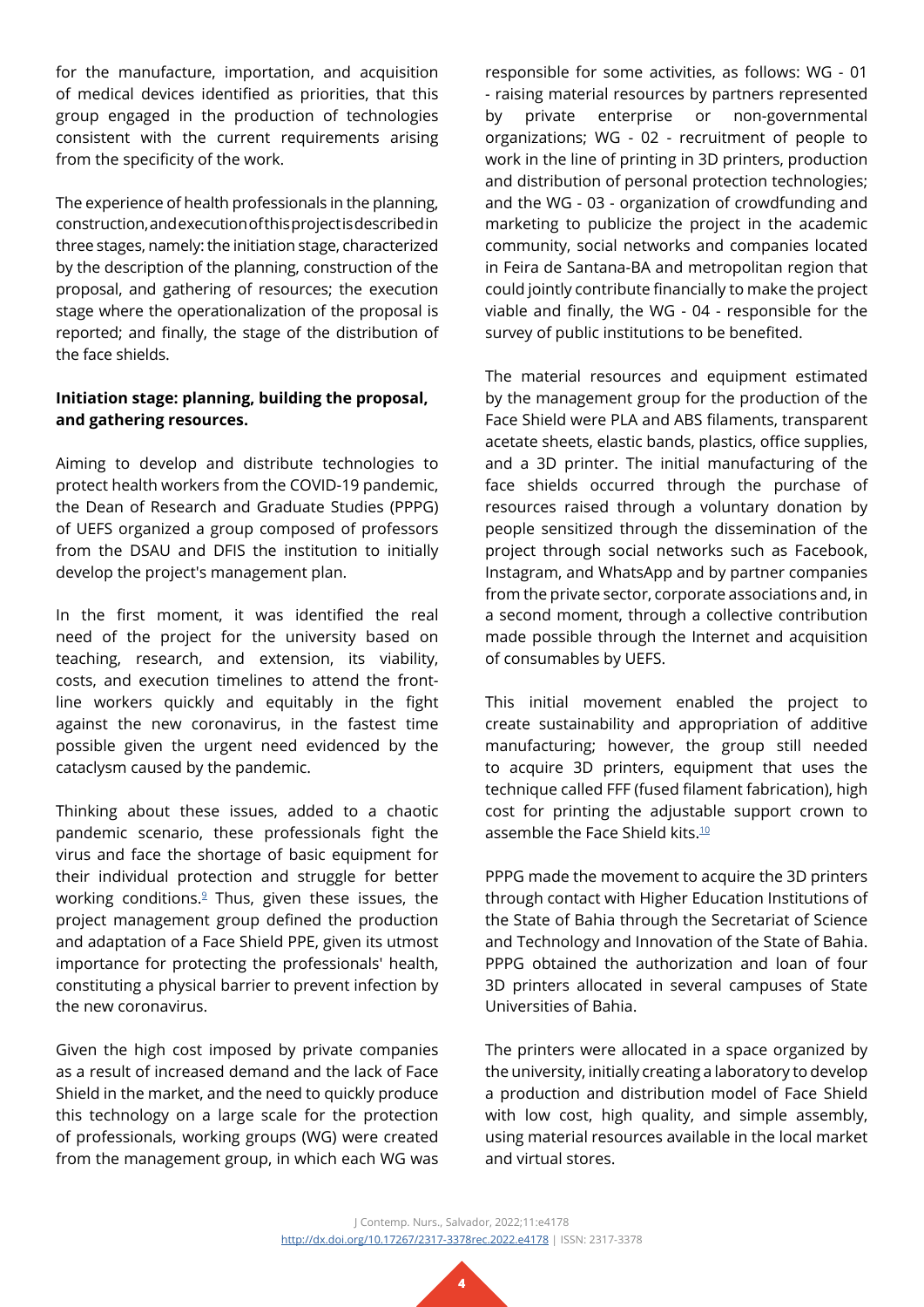for the manufacture, importation, and acquisition of medical devices identified as priorities, that this group engaged in the production of technologies consistent with the current requirements arising from the specificity of the work.

The experience of health professionals in the planning, construction, and execution of this project is described in three stages, namely: the initiation stage, characterized by the description of the planning, construction of the proposal, and gathering of resources; the execution stage where the operationalization of the proposal is reported; and finally, the stage of the distribution of the face shields.

**Initiation stage: planning, building the proposal, and gathering resources.**

Aiming to develop and distribute technologies to protect health workers from the COVID-19 pandemic, the Dean of Research and Graduate Studies (PPPG) of UEFS organized a group composed of professors from the DSAU and DFIS the institution to initially develop the project's management plan.

In the first moment, it was identified the real need of the project for the university based on teaching, research, and extension, its viability, costs, and execution timelines to attend the front-line workers quickly and equitably in the fight against the new coronavirus, in the fastest time possible given the urgent need evidenced by the cataclysm caused by the pandemic.

Thinking about these issues, added to a chaotic pandemic scenario, these professionals fight the virus and face the shortage of basic equipment for their individual protection and struggle for better working conditions.[9] Thus, given these issues, the project management group defined the production and adaptation of a Face Shield PPE, given its utmost importance for protecting the professionals' health, constituting a physical barrier to prevent infection by the new coronavirus.

Given the high cost imposed by private companies as a result of increased demand and the lack of Face Shield in the market, and the need to quickly produce this technology on a large scale for the protection of professionals, working groups (WG) were created from the management group, in which each WG was responsible for some activities, as follows: WG - 01 - raising material resources by partners represented by private enterprise or non-governmental organizations; WG - 02 - recruitment of people to work in the line of printing in 3D printers, production and distribution of personal protection technologies; and the WG - 03 - organization of crowdfunding and marketing to publicize the project in the academic community, social networks and companies located in Feira de Santana-BA and metropolitan region that could jointly contribute financially to make the project viable and finally, the WG - 04 - responsible for the survey of public institutions to be benefited.

The material resources and equipment estimated by the management group for the production of the Face Shield were PLA and ABS filaments, transparent acetate sheets, elastic bands, plastics, office supplies, and a 3D printer. The initial manufacturing of the face shields occurred through the purchase of resources raised through a voluntary donation by people sensitized through the dissemination of the project through social networks such as Facebook, Instagram, and WhatsApp and by partner companies from the private sector, corporate associations and, in a second moment, through a collective contribution made possible through the Internet and acquisition of consumables by UEFS.

This initial movement enabled the project to create sustainability and appropriation of additive manufacturing; however, the group still needed to acquire 3D printers, equipment that uses the technique called FFF (fused filament fabrication), high cost for printing the adjustable support crown to assemble the Face Shield kits.[10]

PPPG made the movement to acquire the 3D printers through contact with Higher Education Institutions of the State of Bahia through the Secretariat of Science and Technology and Innovation of the State of Bahia. PPPG obtained the authorization and loan of four 3D printers allocated in several campuses of State Universities of Bahia.

The printers were allocated in a space organized by the university, initially creating a laboratory to develop a production and distribution model of Face Shield with low cost, high quality, and simple assembly, using material resources available in the local market and virtual stores.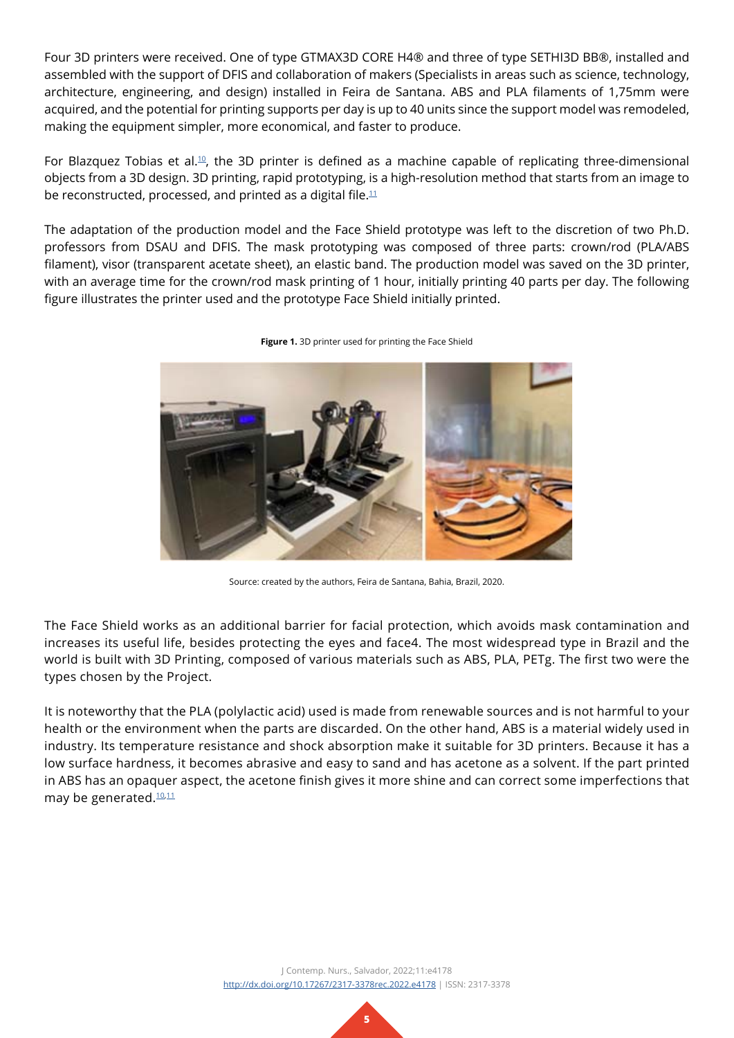Four 3D printers were received. One of type GTMAX3D CORE H4® and three of type SETHI3D BB®, installed and assembled with the support of DFIS and collaboration of makers (Specialists in areas such as science, technology, architecture, engineering, and design) installed in Feira de Santana. ABS and PLA filaments of 1,75mm were acquired, and the potential for printing supports per day is up to 40 units since the support model was remodeled, making the equipment simpler, more economical, and faster to produce.

For Blazquez Tobias et al.[10], the 3D printer is defined as a machine capable of replicating three-dimensional objects from a 3D design. 3D printing, rapid prototyping, is a high-resolution method that starts from an image to be reconstructed, processed, and printed as a digital file.[11]

The adaptation of the production model and the Face Shield prototype was left to the discretion of two Ph.D. professors from DSAU and DFIS. The mask prototyping was composed of three parts: crown/rod (PLA/ABS filament), visor (transparent acetate sheet), an elastic band. The production model was saved on the 3D printer, with an average time for the crown/rod mask printing of 1 hour, initially printing 40 parts per day. The following figure illustrates the printer used and the prototype Face Shield initially printed.

**Figure 1.** 3D printer used for printing the Face Shield

Source: created by the authors, Feira de Santana, Bahia, Brazil, 2020.

The Face Shield works as an additional barrier for facial protection, which avoids mask contamination and increases its useful life, besides protecting the eyes and face4. The most widespread type in Brazil and the world is built with 3D Printing, composed of various materials such as ABS, PLA, PETg. The first two were the types chosen by the Project.

It is noteworthy that the PLA (polylactic acid) used is made from renewable sources and is not harmful to your health or the environment when the parts are discarded. On the other hand, ABS is a material widely used in industry. Its temperature resistance and shock absorption make it suitable for 3D printers. Because it has a low surface hardness, it becomes abrasive and easy to sand and has acetone as a solvent. If the part printed in ABS has an opaquer aspect, the acetone finish gives it more shine and can correct some imperfections that may be generated.[10,11]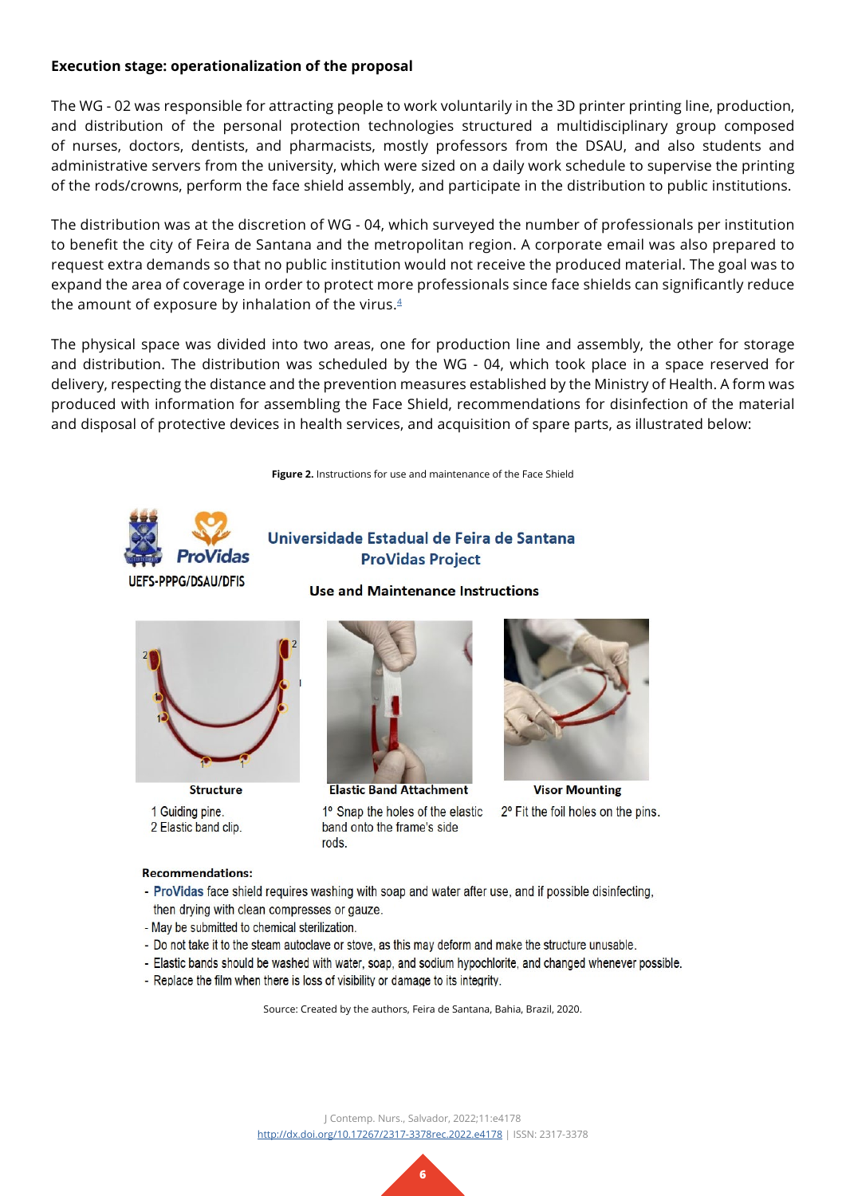**Execution stage: operationalization of the proposal**

The WG - 02 was responsible for attracting people to work voluntarily in the 3D printer printing line, production, and distribution of the personal protection technologies structured a multidisciplinary group composed of nurses, doctors, dentists, and pharmacists, mostly professors from the DSAU, and also students and administrative servers from the university, which were sized on a daily work schedule to supervise the printing of the rods/crowns, perform the face shield assembly, and participate in the distribution to public institutions.

The distribution was at the discretion of WG - 04, which surveyed the number of professionals per institution to benefit the city of Feira de Santana and the metropolitan region. A corporate email was also prepared to request extra demands so that no public institution would not receive the produced material. The goal was to expand the area of coverage in order to protect more professionals since face shields can significantly reduce the amount of exposure by inhalation of the virus.[4]

The physical space was divided into two areas, one for production line and assembly, the other for storage and distribution. The distribution was scheduled by the WG - 04, which took place in a space reserved for delivery, respecting the distance and the prevention measures established by the Ministry of Health. A form was produced with information for assembling the Face Shield, recommendations for disinfection of the material and disposal of protective devices in health services, and acquisition of spare parts, as illustrated below:

**Figure 2.** Instructions for use and maintenance of the Face Shield

UEFS-PPPG/DSAU/DFIS

**Universidade Estadual de Feira de Santana**
**ProVidas Project**

**Use and Maintenance Instructions**

**Structure**

1 Guiding pine.
2 Elastic band clip.

**Elastic Band Attachment**

1º Snap the holes of the elastic band onto the frame's side rods.

**Visor Mounting**

2º Fit the foil holes on the pins.

**Recommendations:**

- ProVidas face shield requires washing with soap and water after use, and if possible disinfecting, then drying with clean compresses or gauze.
- May be submitted to chemical sterilization.
- Do not take it to the steam autoclave or stove, as this may deform and make the structure unusable.
- Elastic bands should be washed with water, soap, and sodium hypochlorite, and changed whenever possible.
- Replace the film when there is loss of visibility or damage to its integrity.

Source: Created by the authors, Feira de Santana, Bahia, Brazil, 2020.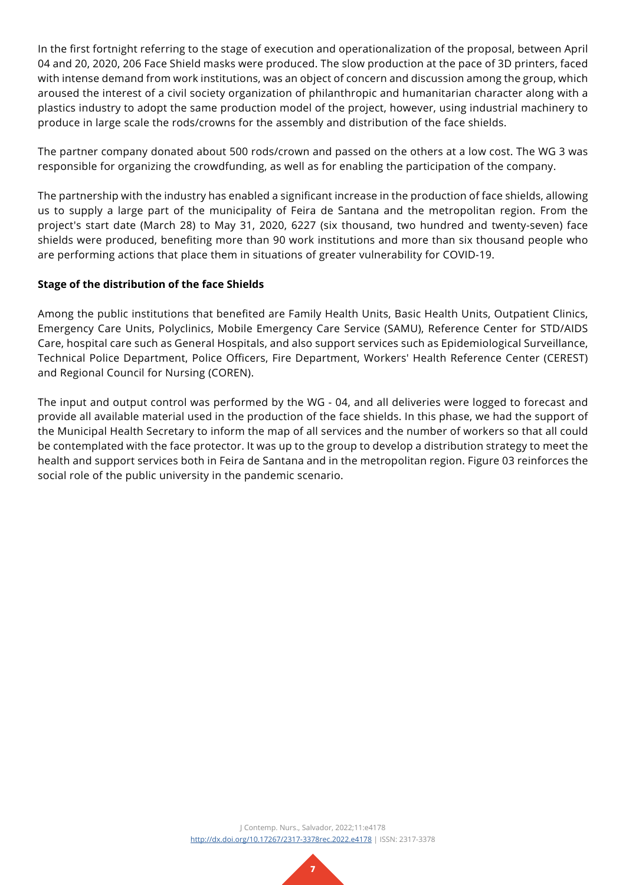In the first fortnight referring to the stage of execution and operationalization of the proposal, between April 04 and 20, 2020, 206 Face Shield masks were produced. The slow production at the pace of 3D printers, faced with intense demand from work institutions, was an object of concern and discussion among the group, which aroused the interest of a civil society organization of philanthropic and humanitarian character along with a plastics industry to adopt the same production model of the project, however, using industrial machinery to produce in large scale the rods/crowns for the assembly and distribution of the face shields.

The partner company donated about 500 rods/crown and passed on the others at a low cost. The WG 3 was responsible for organizing the crowdfunding, as well as for enabling the participation of the company.

The partnership with the industry has enabled a significant increase in the production of face shields, allowing us to supply a large part of the municipality of Feira de Santana and the metropolitan region. From the project's start date (March 28) to May 31, 2020, 6227 (six thousand, two hundred and twenty-seven) face shields were produced, benefiting more than 90 work institutions and more than six thousand people who are performing actions that place them in situations of greater vulnerability for COVID-19.

**Stage of the distribution of the face Shields**

Among the public institutions that benefited are Family Health Units, Basic Health Units, Outpatient Clinics, Emergency Care Units, Polyclinics, Mobile Emergency Care Service (SAMU), Reference Center for STD/AIDS Care, hospital care such as General Hospitals, and also support services such as Epidemiological Surveillance, Technical Police Department, Police Officers, Fire Department, Workers' Health Reference Center (CEREST) and Regional Council for Nursing (COREN).

The input and output control was performed by the WG - 04, and all deliveries were logged to forecast and provide all available material used in the production of the face shields. In this phase, we had the support of the Municipal Health Secretary to inform the map of all services and the number of workers so that all could be contemplated with the face protector. It was up to the group to develop a distribution strategy to meet the health and support services both in Feira de Santana and in the metropolitan region. Figure 03 reinforces the social role of the public university in the pandemic scenario.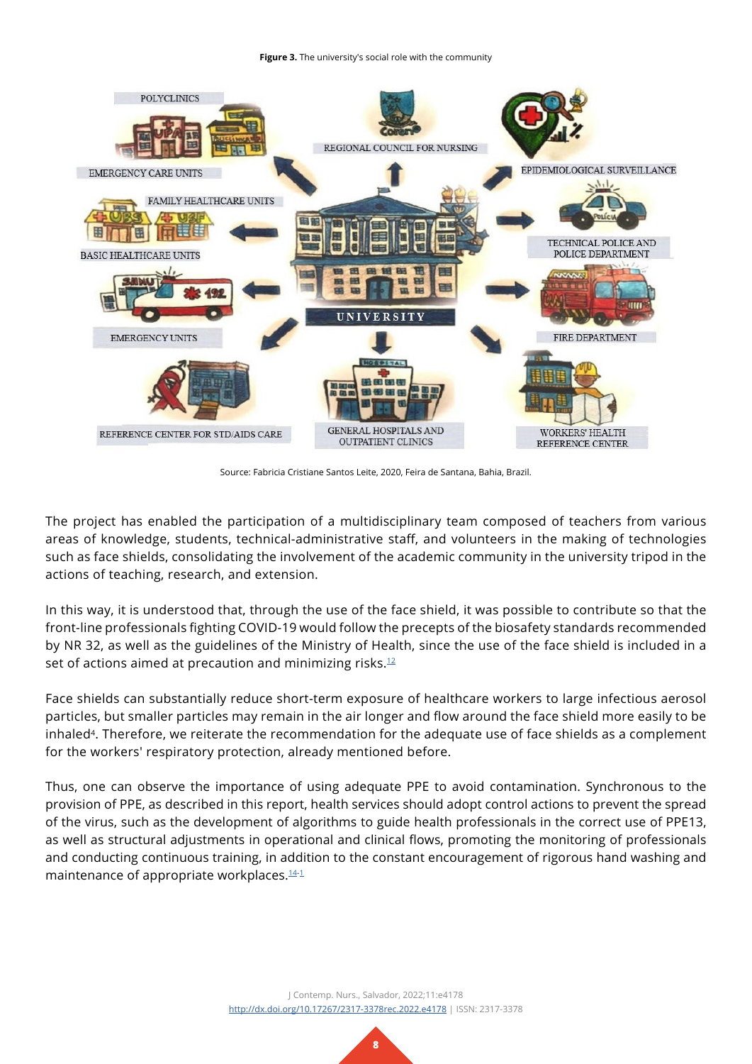**Figure 3.** The university's social role with the community

Source: Fabricia Cristiane Santos Leite, 2020, Feira de Santana, Bahia, Brazil.

The project has enabled the participation of a multidisciplinary team composed of teachers from various areas of knowledge, students, technical-administrative staff, and volunteers in the making of technologies such as face shields, consolidating the involvement of the academic community in the university tripod in the actions of teaching, research, and extension.

In this way, it is understood that, through the use of the face shield, it was possible to contribute so that the front-line professionals fighting COVID-19 would follow the precepts of the biosafety standards recommended by NR 32, as well as the guidelines of the Ministry of Health, since the use of the face shield is included in a set of actions aimed at precaution and minimizing risks.[12]

Face shields can substantially reduce short-term exposure of healthcare workers to large infectious aerosol particles, but smaller particles may remain in the air longer and flow around the face shield more easily to be inhaled[4]. Therefore, we reiterate the recommendation for the adequate use of face shields as a complement for the workers' respiratory protection, already mentioned before.

Thus, one can observe the importance of using adequate PPE to avoid contamination. Synchronous to the provision of PPE, as described in this report, health services should adopt control actions to prevent the spread of the virus, such as the development of algorithms to guide health professionals in the correct use of PPE13, as well as structural adjustments in operational and clinical flows, promoting the monitoring of professionals and conducting continuous training, in addition to the constant encouragement of rigorous hand washing and maintenance of appropriate workplaces.[14-1]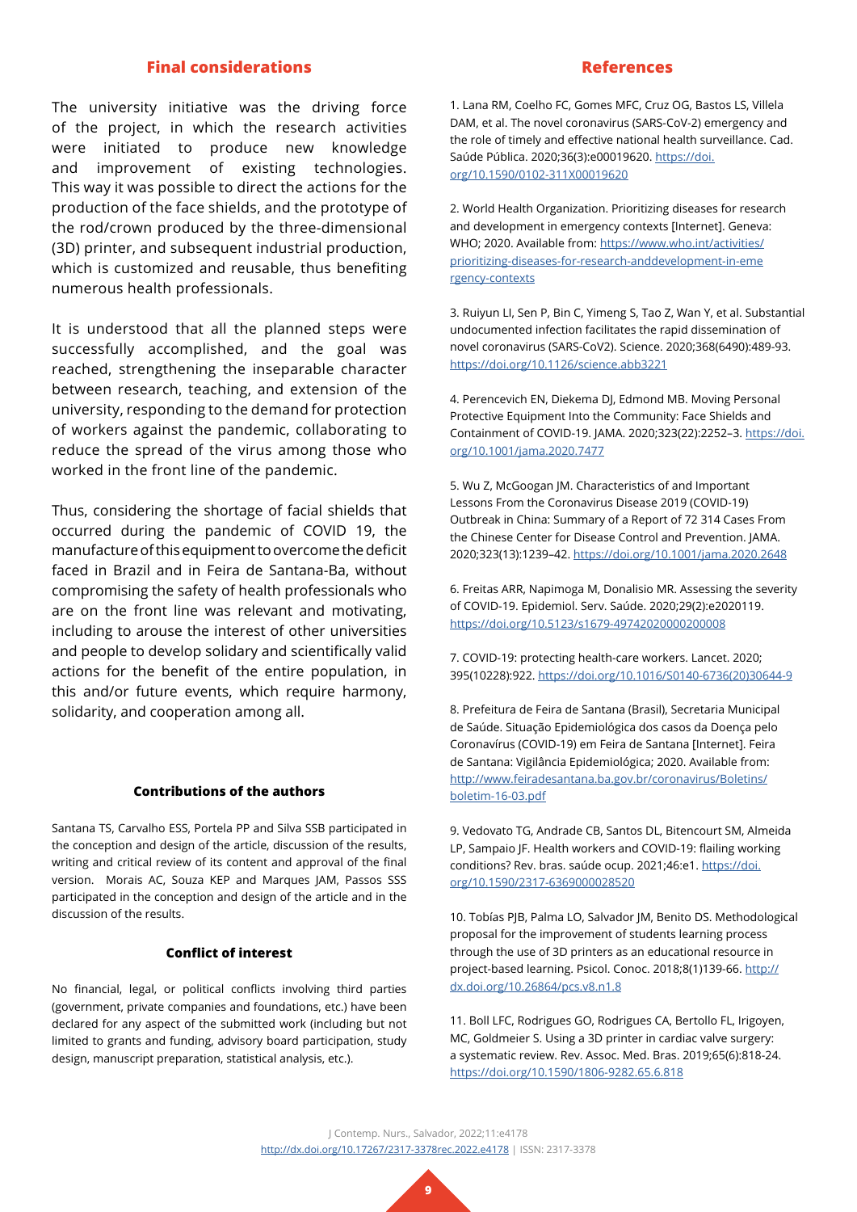## Final considerations

The university initiative was the driving force of the project, in which the research activities were initiated to produce new knowledge and improvement of existing technologies. This way it was possible to direct the actions for the production of the face shields, and the prototype of the rod/crown produced by the three-dimensional (3D) printer, and subsequent industrial production, which is customized and reusable, thus benefiting numerous health professionals.

It is understood that all the planned steps were successfully accomplished, and the goal was reached, strengthening the inseparable character between research, teaching, and extension of the university, responding to the demand for protection of workers against the pandemic, collaborating to reduce the spread of the virus among those who worked in the front line of the pandemic.

Thus, considering the shortage of facial shields that occurred during the pandemic of COVID 19, the manufacture of this equipment to overcome the deficit faced in Brazil and in Feira de Santana-Ba, without compromising the safety of health professionals who are on the front line was relevant and motivating, including to arouse the interest of other universities and people to develop solidary and scientifically valid actions for the benefit of the entire population, in this and/or future events, which require harmony, solidarity, and cooperation among all.

### Contributions of the authors

Santana TS, Carvalho ESS, Portela PP and Silva SSB participated in the conception and design of the article, discussion of the results, writing and critical review of its content and approval of the final version. Morais AC, Souza KEP and Marques JAM, Passos SSS participated in the conception and design of the article and in the discussion of the results.

### Conflict of interest

No financial, legal, or political conflicts involving third parties (government, private companies and foundations, etc.) have been declared for any aspect of the submitted work (including but not limited to grants and funding, advisory board participation, study design, manuscript preparation, statistical analysis, etc.).

## References

1. Lana RM, Coelho FC, Gomes MFC, Cruz OG, Bastos LS, Villela DAM, et al. The novel coronavirus (SARS-CoV-2) emergency and the role of timely and effective national health surveillance. Cad. Saúde Pública. 2020;36(3):e00019620. https://doi.org/10.1590/0102-311X00019620

2. World Health Organization. Prioritizing diseases for research and development in emergency contexts [Internet]. Geneva: WHO; 2020. Available from: https://www.who.int/activities/prioritizing-diseases-for-research-anddevelopment-in-emergency-contexts

3. Ruiyun LI, Sen P, Bin C, Yimeng S, Tao Z, Wan Y, et al. Substantial undocumented infection facilitates the rapid dissemination of novel coronavirus (SARS-CoV2). Science. 2020;368(6490):489-93. https://doi.org/10.1126/science.abb3221

4. Perencevich EN, Diekema DJ, Edmond MB. Moving Personal Protective Equipment Into the Community: Face Shields and Containment of COVID-19. JAMA. 2020;323(22):2252–3. https://doi.org/10.1001/jama.2020.7477

5. Wu Z, McGoogan JM. Characteristics of and Important Lessons From the Coronavirus Disease 2019 (COVID-19) Outbreak in China: Summary of a Report of 72 314 Cases From the Chinese Center for Disease Control and Prevention. JAMA. 2020;323(13):1239–42. https://doi.org/10.1001/jama.2020.2648

6. Freitas ARR, Napimoga M, Donalisio MR. Assessing the severity of COVID-19. Epidemiol. Serv. Saúde. 2020;29(2):e2020119. https://doi.org/10.5123/s1679-49742020000200008

7. COVID-19: protecting health-care workers. Lancet. 2020; 395(10228):922. https://doi.org/10.1016/S0140-6736(20)30644-9

8. Prefeitura de Feira de Santana (Brasil), Secretaria Municipal de Saúde. Situação Epidemiológica dos casos da Doença pelo Coronavírus (COVID-19) em Feira de Santana [Internet]. Feira de Santana: Vigilância Epidemiológica; 2020. Available from: http://www.feiradesantana.ba.gov.br/coronavirus/Boletins/boletim-16-03.pdf

9. Vedovato TG, Andrade CB, Santos DL, Bitencourt SM, Almeida LP, Sampaio JF. Health workers and COVID-19: flailing working conditions? Rev. bras. saúde ocup. 2021;46:e1. https://doi.org/10.1590/2317-6369000028520

10. Tobías PJB, Palma LO, Salvador JM, Benito DS. Methodological proposal for the improvement of students learning process through the use of 3D printers as an educational resource in project-based learning. Psicol. Conoc. 2018;8(1)139-66. http://dx.doi.org/10.26864/pcs.v8.n1.8

11. Boll LFC, Rodrigues GO, Rodrigues CA, Bertollo FL, Irigoyen, MC, Goldmeier S. Using a 3D printer in cardiac valve surgery: a systematic review. Rev. Assoc. Med. Bras. 2019;65(6):818-24. https://doi.org/10.1590/1806-9282.65.6.818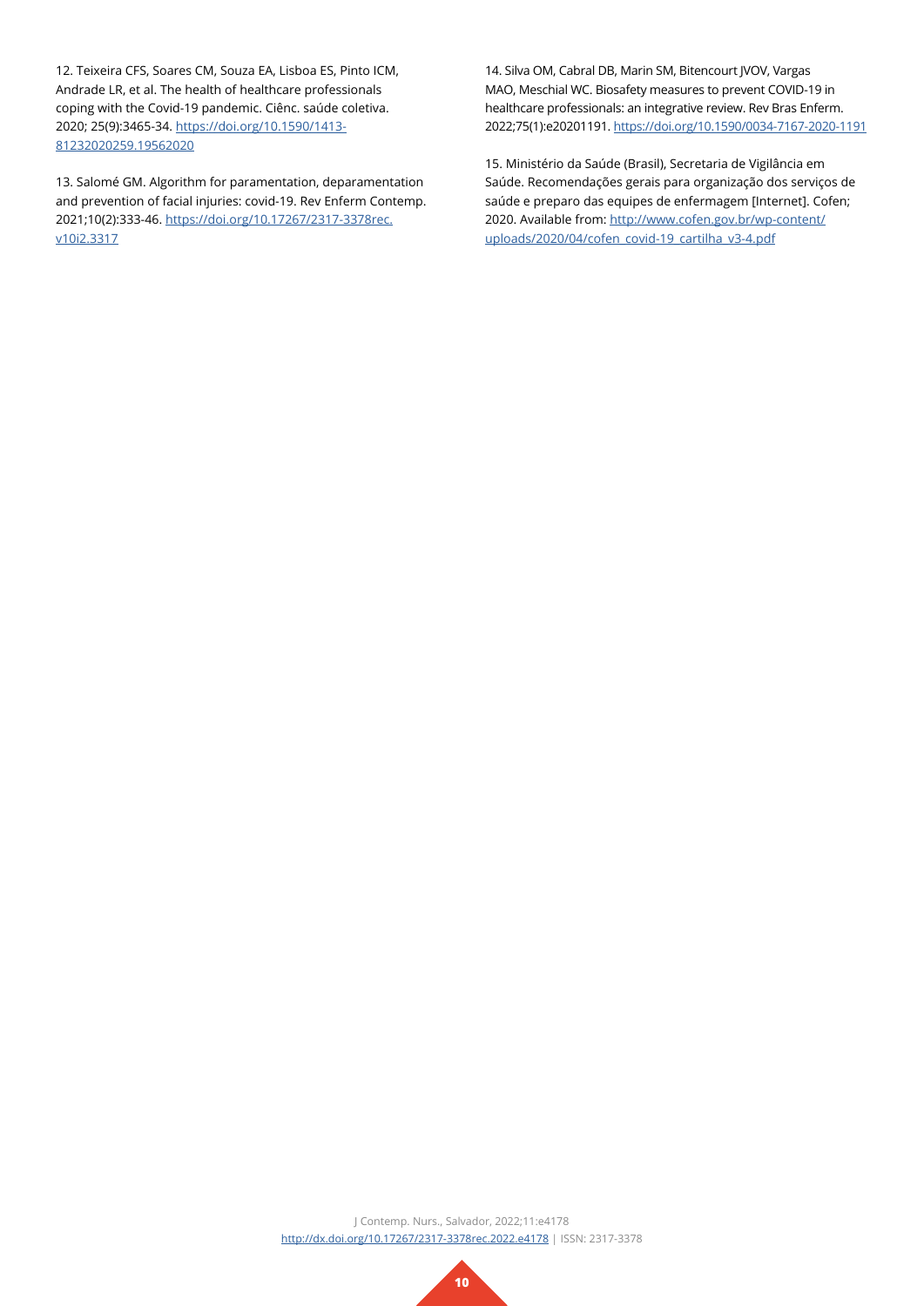12. Teixeira CFS, Soares CM, Souza EA, Lisboa ES, Pinto ICM, Andrade LR, et al. The health of healthcare professionals coping with the Covid-19 pandemic. Ciênc. saúde coletiva. 2020; 25(9):3465-34. https://doi.org/10.1590/1413-81232020259.19562020

13. Salomé GM. Algorithm for paramentation, deparamentation and prevention of facial injuries: covid-19. Rev Enferm Contemp. 2021;10(2):333-46. https://doi.org/10.17267/2317-3378rec.v10i2.3317

14. Silva OM, Cabral DB, Marin SM, Bitencourt JVOV, Vargas MAO, Meschial WC. Biosafety measures to prevent COVID-19 in healthcare professionals: an integrative review. Rev Bras Enferm. 2022;75(1):e20201191. https://doi.org/10.1590/0034-7167-2020-1191

15. Ministério da Saúde (Brasil), Secretaria de Vigilância em Saúde. Recomendações gerais para organização dos serviços de saúde e preparo das equipes de enfermagem [Internet]. Cofen; 2020. Available from: http://www.cofen.gov.br/wp-content/uploads/2020/04/cofen_covid-19_cartilha_v3-4.pdf